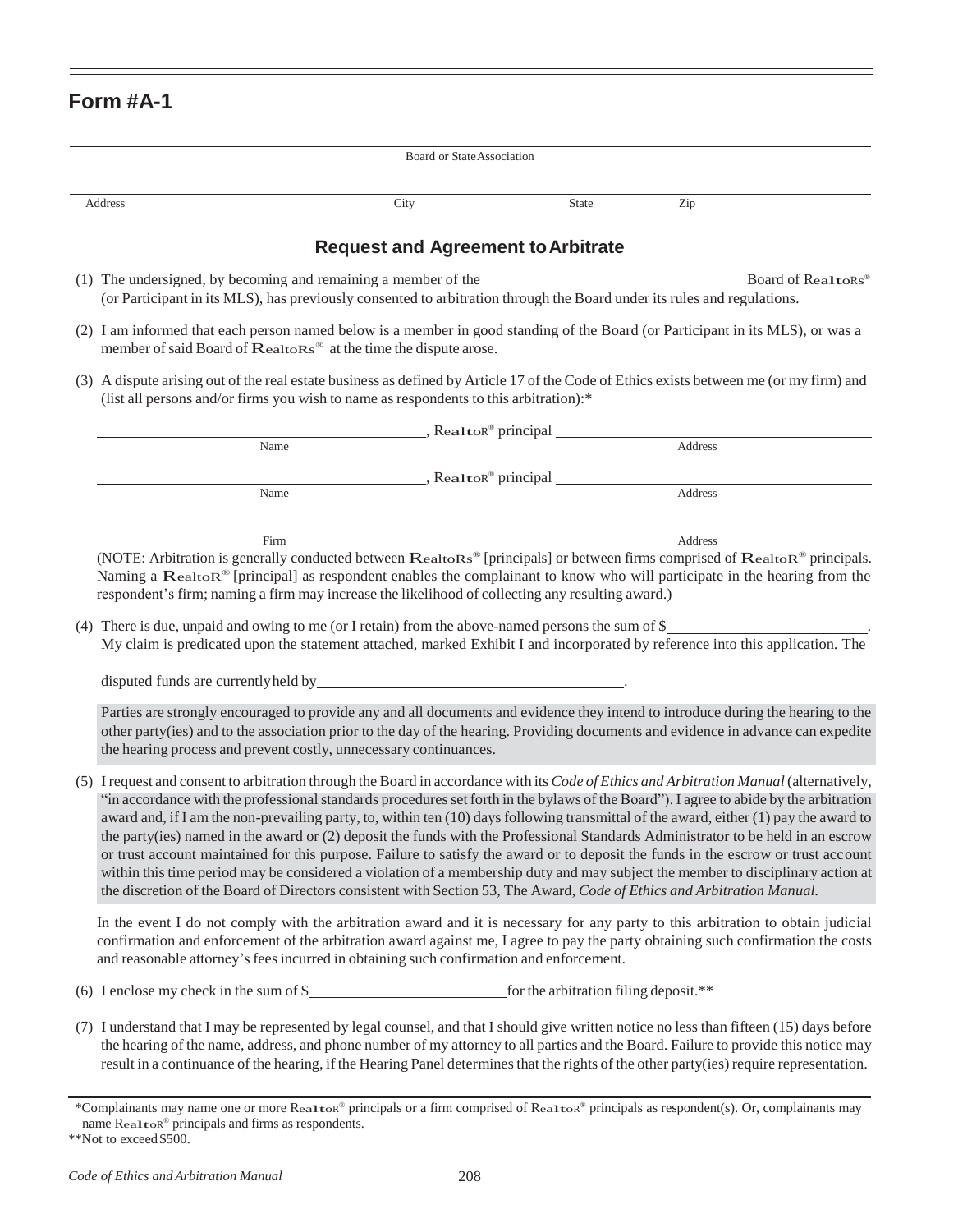# Form #A-1

______________________________________________________________________
Board or State Association

______________________________________________________________________
Address City State Zip

## Request and Agreement to Arbitrate

(1) The undersigned, by becoming and remaining a member of the ______________________ Board of REALTORS® (or Participant in its MLS), has previously consented to arbitration through the Board under its rules and regulations.

(2) I am informed that each person named below is a member in good standing of the Board (or Participant in its MLS), or was a member of said Board of REALTORS® at the time the dispute arose.

(3) A dispute arising out of the real estate business as defined by Article 17 of the Code of Ethics exists between me (or my firm) and (list all persons and/or firms you wish to name as respondents to this arbitration):*

______________________________, REALTOR® principal ______________________________
Name Address

______________________________, REALTOR® principal ______________________________
Name Address

______________________________________________________________________
Firm Address

(NOTE: Arbitration is generally conducted between REALTORS® [principals] or between firms comprised of REALTOR® principals. Naming a REALTOR® [principal] as respondent enables the complainant to know who will participate in the hearing from the respondent's firm; naming a firm may increase the likelihood of collecting any resulting award.)

(4) There is due, unpaid and owing to me (or I retain) from the above-named persons the sum of $______________________. My claim is predicated upon the statement attached, marked Exhibit I and incorporated by reference into this application. The

disputed funds are currently held by ______________________________.

Parties are strongly encouraged to provide any and all documents and evidence they intend to introduce during the hearing to the other party(ies) and to the association prior to the day of the hearing. Providing documents and evidence in advance can expedite the hearing process and prevent costly, unnecessary continuances.

(5) I request and consent to arbitration through the Board in accordance with its *Code of Ethics and Arbitration Manual* (alternatively, "in accordance with the professional standards procedures set forth in the bylaws of the Board"). I agree to abide by the arbitration award and, if I am the non-prevailing party, to, within ten (10) days following transmittal of the award, either (1) pay the award to the party(ies) named in the award or (2) deposit the funds with the Professional Standards Administrator to be held in an escrow or trust account maintained for this purpose. Failure to satisfy the award or to deposit the funds in the escrow or trust account within this time period may be considered a violation of a membership duty and may subject the member to disciplinary action at the discretion of the Board of Directors consistent with Section 53, The Award, *Code of Ethics and Arbitration Manual.*

In the event I do not comply with the arbitration award and it is necessary for any party to this arbitration to obtain judicial confirmation and enforcement of the arbitration award against me, I agree to pay the party obtaining such confirmation the costs and reasonable attorney's fees incurred in obtaining such confirmation and enforcement.

(6) I enclose my check in the sum of $______________________ for the arbitration filing deposit.**

(7) I understand that I may be represented by legal counsel, and that I should give written notice no less than fifteen (15) days before the hearing of the name, address, and phone number of my attorney to all parties and the Board. Failure to provide this notice may result in a continuance of the hearing, if the Hearing Panel determines that the rights of the other party(ies) require representation.

---

*Complainants may name one or more REALTOR® principals or a firm comprised of REALTOR® principals as respondent(s). Or, complainants may name REALTOR® principals and firms as respondents.

**Not to exceed $500.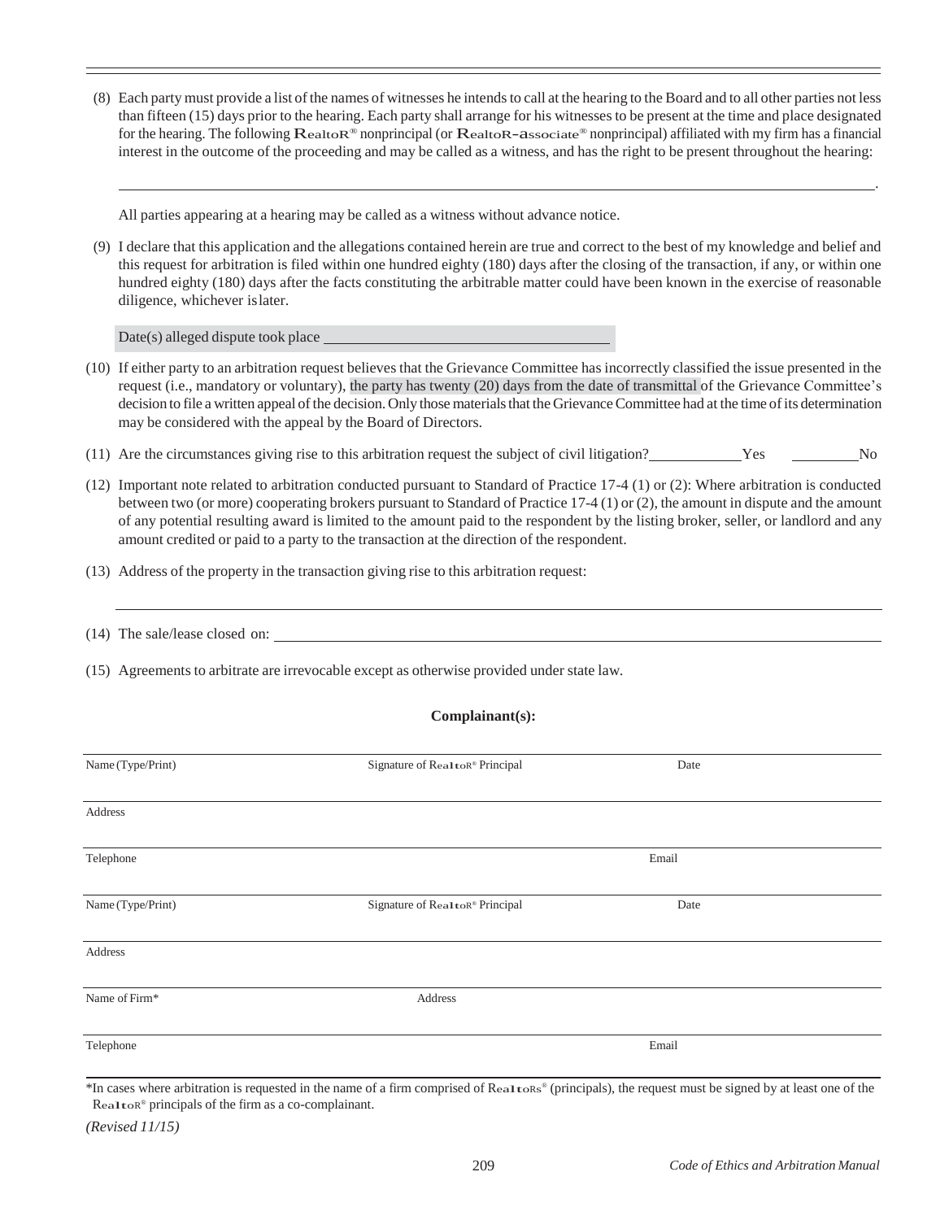(8) Each party must provide a list of the names of witnesses he intends to call at the hearing to the Board and to all other parties not less than fifteen (15) days prior to the hearing. Each party shall arrange for his witnesses to be present at the time and place designated for the hearing. The following REALTOR® nonprincipal (or REALTOR-ASSOCIATE® nonprincipal) affiliated with my firm has a financial interest in the outcome of the proceeding and may be called as a witness, and has the right to be present throughout the hearing:

\_\_\_\_\_\_\_\_\_\_\_\_\_\_\_\_\_\_\_\_\_\_\_\_\_\_\_\_\_\_\_\_\_\_\_\_\_\_\_\_\_\_\_\_\_\_\_\_\_\_\_\_\_\_\_\_\_\_\_\_\_\_\_\_\_\_\_\_\_\_\_\_\_\_\_\_\_\_.

All parties appearing at a hearing may be called as a witness without advance notice.

(9) I declare that this application and the allegations contained herein are true and correct to the best of my knowledge and belief and this request for arbitration is filed within one hundred eighty (180) days after the closing of the transaction, if any, or within one hundred eighty (180) days after the facts constituting the arbitrable matter could have been known in the exercise of reasonable diligence, whichever is later.

Date(s) alleged dispute took place \_\_\_\_\_\_\_\_\_\_\_\_\_\_\_\_\_\_\_\_\_\_\_\_\_\_\_\_\_\_\_\_\_\_\_\_

(10) If either party to an arbitration request believes that the Grievance Committee has incorrectly classified the issue presented in the request (i.e., mandatory or voluntary), the party has twenty (20) days from the date of transmittal of the Grievance Committee's decision to file a written appeal of the decision. Only those materials that the Grievance Committee had at the time of its determination may be considered with the appeal by the Board of Directors.

(11) Are the circumstances giving rise to this arbitration request the subject of civil litigation? \_\_\_\_\_\_\_\_\_\_\_\_ Yes \_\_\_\_\_\_\_\_\_\_ No

(12) Important note related to arbitration conducted pursuant to Standard of Practice 17-4 (1) or (2): Where arbitration is conducted between two (or more) cooperating brokers pursuant to Standard of Practice 17-4 (1) or (2), the amount in dispute and the amount of any potential resulting award is limited to the amount paid to the respondent by the listing broker, seller, or landlord and any amount credited or paid to a party to the transaction at the direction of the respondent.

(13) Address of the property in the transaction giving rise to this arbitration request:

\_\_\_\_\_\_\_\_\_\_\_\_\_\_\_\_\_\_\_\_\_\_\_\_\_\_\_\_\_\_\_\_\_\_\_\_\_\_\_\_\_\_\_\_\_\_\_\_\_\_\_\_\_\_\_\_\_\_\_\_\_\_\_\_\_\_\_\_\_\_\_\_\_\_\_\_\_\_

(14) The sale/lease closed on: \_\_\_\_\_\_\_\_\_\_\_\_\_\_\_\_\_\_\_\_\_\_\_\_\_\_\_\_\_\_\_\_\_\_\_\_\_\_\_\_\_\_\_\_\_\_\_\_\_\_\_\_\_\_\_\_\_\_\_\_

(15) Agreements to arbitrate are irrevocable except as otherwise provided under state law.

**Complainant(s):**

Name (Type/Print) \_\_\_\_\_\_\_\_\_\_ Signature of REALTOR® Principal \_\_\_\_\_\_\_\_\_\_ Date \_\_\_\_\_\_\_\_\_\_

Address \_\_\_\_\_\_\_\_\_\_\_\_\_\_\_\_\_\_\_\_\_\_\_\_\_\_\_\_\_\_\_\_\_\_\_\_\_\_\_\_\_\_\_\_\_\_\_\_\_\_\_\_

Telephone \_\_\_\_\_\_\_\_\_\_\_\_\_\_\_\_\_\_\_\_ Email \_\_\_\_\_\_\_\_\_\_\_\_\_\_\_\_\_\_\_\_

Name (Type/Print) \_\_\_\_\_\_\_\_\_\_ Signature of REALTOR® Principal \_\_\_\_\_\_\_\_\_\_ Date \_\_\_\_\_\_\_\_\_\_

Address \_\_\_\_\_\_\_\_\_\_\_\_\_\_\_\_\_\_\_\_\_\_\_\_\_\_\_\_\_\_\_\_\_\_\_\_\_\_\_\_\_\_\_\_\_\_\_\_\_\_\_\_

Name of Firm* \_\_\_\_\_\_\_\_\_\_\_\_\_\_\_\_\_\_\_\_ Address \_\_\_\_\_\_\_\_\_\_\_\_\_\_\_\_\_\_\_\_

Telephone \_\_\_\_\_\_\_\_\_\_\_\_\_\_\_\_\_\_\_\_ Email \_\_\_\_\_\_\_\_\_\_\_\_\_\_\_\_\_\_\_\_

*In cases where arbitration is requested in the name of a firm comprised of REALTORS® (principals), the request must be signed by at least one of the REALTOR® principals of the firm as a co-complainant.

*(Revised 11/15)*